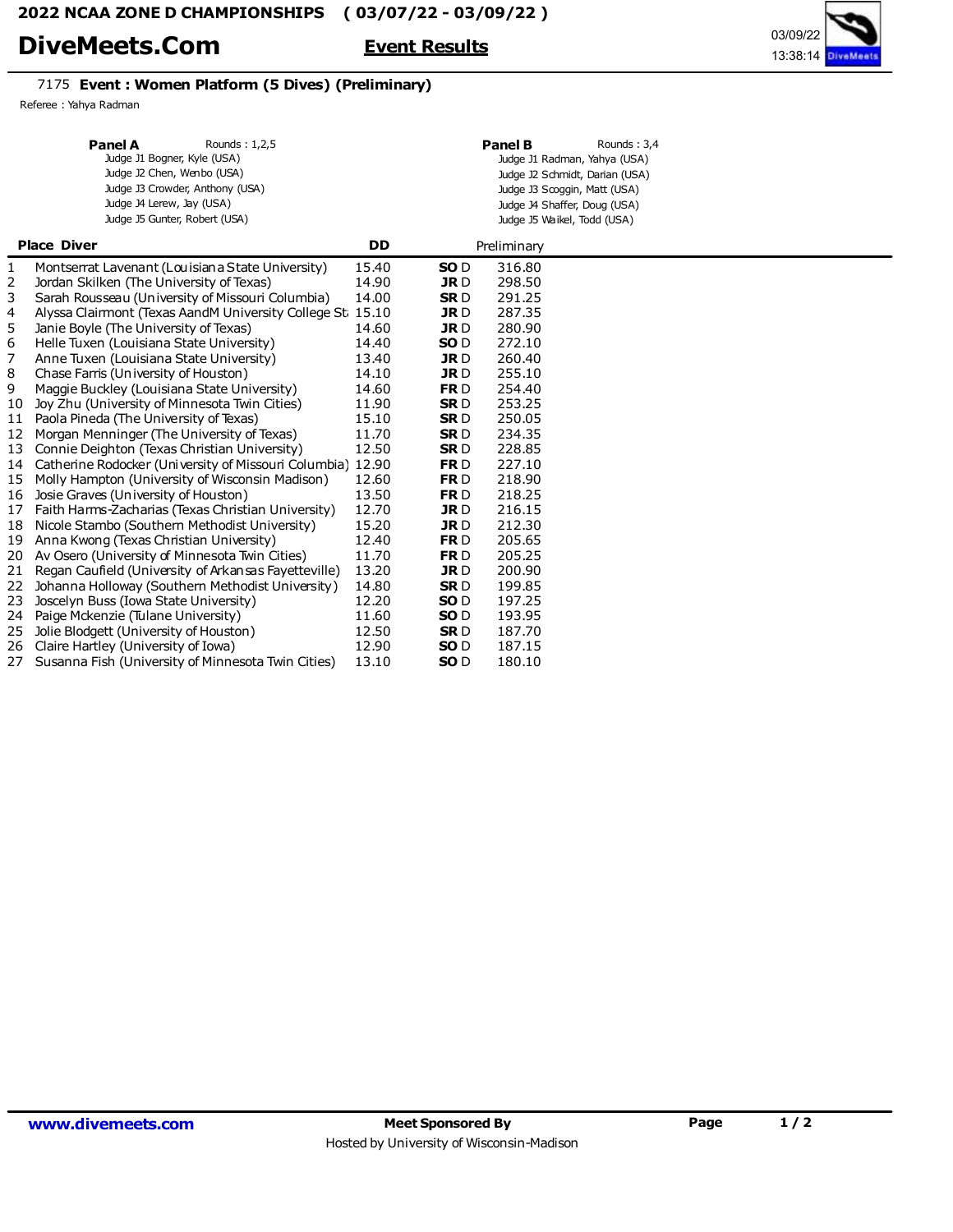# 2022 NCAA ZONE D CHAMPIONSHIPS ( 03/07/22 - 03/09/22 )

**DiveMeets.Com** **Event Results** 03/09/22 13:38:14

7175 **Event : Women Platform (5 Dives) (Preliminary)**

Referee : Yahya Radman

**Panel A** Rounds : 1,2,5
- Judge J1 Bogner, Kyle (USA)
- Judge J2 Chen, Wenbo (USA)
- Judge J3 Crowder, Anthony (USA)
- Judge J4 Lerew, Jay (USA)
- Judge J5 Gunter, Robert (USA)

**Panel B** Rounds : 3,4
- Judge J1 Radman, Yahya (USA)
- Judge J2 Schmidt, Darian (USA)
- Judge J3 Scoggin, Matt (USA)
- Judge J4 Shaffer, Doug (USA)
- Judge J5 Waikel, Todd (USA)

| Place | Diver | DD | | Preliminary |
|---|---|---|---|---|
| 1 | Montserrat Lavenant (Louisiana State University) | 15.40 | **SO** D | 316.80 |
| 2 | Jordan Skilken (The University of Texas) | 14.90 | **JR** D | 298.50 |
| 3 | Sarah Rousseau (University of Missouri Columbia) | 14.00 | **SR** D | 291.25 |
| 4 | Alyssa Clairmont (Texas AandM University College St | 15.10 | **JR** D | 287.35 |
| 5 | Janie Boyle (The University of Texas) | 14.60 | **JR** D | 280.90 |
| 6 | Helle Tuxen (Louisiana State University) | 14.40 | **SO** D | 272.10 |
| 7 | Anne Tuxen (Louisiana State University) | 13.40 | **JR** D | 260.40 |
| 8 | Chase Farris (University of Houston) | 14.10 | **JR** D | 255.10 |
| 9 | Maggie Buckley (Louisiana State University) | 14.60 | **FR** D | 254.40 |
| 10 | Joy Zhu (University of Minnesota Twin Cities) | 11.90 | **SR** D | 253.25 |
| 11 | Paola Pineda (The University of Texas) | 15.10 | **SR** D | 250.05 |
| 12 | Morgan Menninger (The University of Texas) | 11.70 | **SR** D | 234.35 |
| 13 | Connie Deighton (Texas Christian University) | 12.50 | **SR** D | 228.85 |
| 14 | Catherine Rodocker (University of Missouri Columbia) | 12.90 | **FR** D | 227.10 |
| 15 | Molly Hampton (University of Wisconsin Madison) | 12.60 | **FR** D | 218.90 |
| 16 | Josie Graves (University of Houston) | 13.50 | **FR** D | 218.25 |
| 17 | Faith Harms-Zacharias (Texas Christian University) | 12.70 | **JR** D | 216.15 |
| 18 | Nicole Stambo (Southern Methodist University) | 15.20 | **JR** D | 212.30 |
| 19 | Anna Kwong (Texas Christian University) | 12.40 | **FR** D | 205.65 |
| 20 | Av Osero (University of Minnesota Twin Cities) | 11.70 | **FR** D | 205.25 |
| 21 | Regan Caufield (University of Arkansas Fayetteville) | 13.20 | **JR** D | 200.90 |
| 22 | Johanna Holloway (Southern Methodist University) | 14.80 | **SR** D | 199.85 |
| 23 | Joscelyn Buss (Iowa State University) | 12.20 | **SO** D | 197.25 |
| 24 | Paige Mckenzie (Tulane University) | 11.60 | **SO** D | 193.95 |
| 25 | Jolie Blodgett (University of Houston) | 12.50 | **SR** D | 187.70 |
| 26 | Claire Hartley (University of Iowa) | 12.90 | **SO** D | 187.15 |
| 27 | Susanna Fish (University of Minnesota Twin Cities) | 13.10 | **SO** D | 180.10 |

www.divemeets.com **Meet Sponsored By**

Hosted by University of Wisconsin-Madison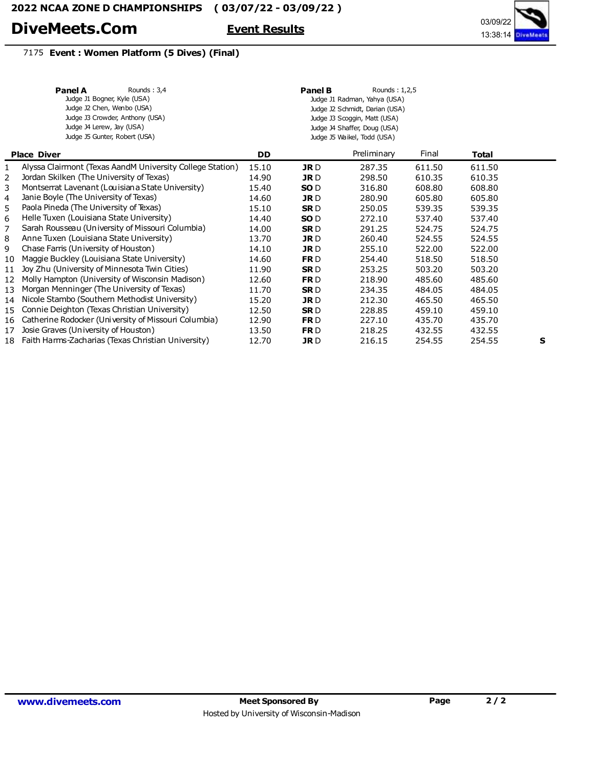# 2022 NCAA ZONE D CHAMPIONSHIPS ( 03/07/22 - 03/09/22 )

## DiveMeets.Com

**Event Results**

03/09/22
13:38:14

7175 **Event : Women Platform (5 Dives) (Final)**

**Panel A** Rounds : 3,4
Judge J1 Bogner, Kyle (USA)
Judge J2 Chen, Wenbo (USA)
Judge J3 Crowder, Anthony (USA)
Judge J4 Lerew, Jay (USA)
Judge J5 Gunter, Robert (USA)

**Panel B** Rounds : 1,2,5
Judge J1 Radman, Yahya (USA)
Judge J2 Schmidt, Darian (USA)
Judge J3 Scoggin, Matt (USA)
Judge J4 Shaffer, Doug (USA)
Judge J5 Waikel, Todd (USA)

| Place | Diver | DD | | Preliminary | Final | Total | |
|---|---|---|---|---|---|---|---|
| 1 | Alyssa Clairmont (Texas AandM University College Station) | 15.10 | **JR** D | 287.35 | 611.50 | 611.50 | |
| 2 | Jordan Skilken (The University of Texas) | 14.90 | **JR** D | 298.50 | 610.35 | 610.35 | |
| 3 | Montserrat Lavenant (Louisiana State University) | 15.40 | **SO** D | 316.80 | 608.80 | 608.80 | |
| 4 | Janie Boyle (The University of Texas) | 14.60 | **JR** D | 280.90 | 605.80 | 605.80 | |
| 5 | Paola Pineda (The University of Texas) | 15.10 | **SR** D | 250.05 | 539.35 | 539.35 | |
| 6 | Helle Tuxen (Louisiana State University) | 14.40 | **SO** D | 272.10 | 537.40 | 537.40 | |
| 7 | Sarah Rousseau (University of Missouri Columbia) | 14.00 | **SR** D | 291.25 | 524.75 | 524.75 | |
| 8 | Anne Tuxen (Louisiana State University) | 13.70 | **JR** D | 260.40 | 524.55 | 524.55 | |
| 9 | Chase Farris (University of Houston) | 14.10 | **JR** D | 255.10 | 522.00 | 522.00 | |
| 10 | Maggie Buckley (Louisiana State University) | 14.60 | **FR** D | 254.40 | 518.50 | 518.50 | |
| 11 | Joy Zhu (University of Minnesota Twin Cities) | 11.90 | **SR** D | 253.25 | 503.20 | 503.20 | |
| 12 | Molly Hampton (University of Wisconsin Madison) | 12.60 | **FR** D | 218.90 | 485.60 | 485.60 | |
| 13 | Morgan Menninger (The University of Texas) | 11.70 | **SR** D | 234.35 | 484.05 | 484.05 | |
| 14 | Nicole Stambo (Southern Methodist University) | 15.20 | **JR** D | 212.30 | 465.50 | 465.50 | |
| 15 | Connie Deighton (Texas Christian University) | 12.50 | **SR** D | 228.85 | 459.10 | 459.10 | |
| 16 | Catherine Rodocker (University of Missouri Columbia) | 12.90 | **FR** D | 227.10 | 435.70 | 435.70 | |
| 17 | Josie Graves (University of Houston) | 13.50 | **FR** D | 218.25 | 432.55 | 432.55 | |
| 18 | Faith Harms-Zacharias (Texas Christian University) | 12.70 | **JR** D | 216.15 | 254.55 | 254.55 | **S** |

**www.divemeets.com** **Meet Sponsored By**
Hosted by University of Wisconsin-Madison